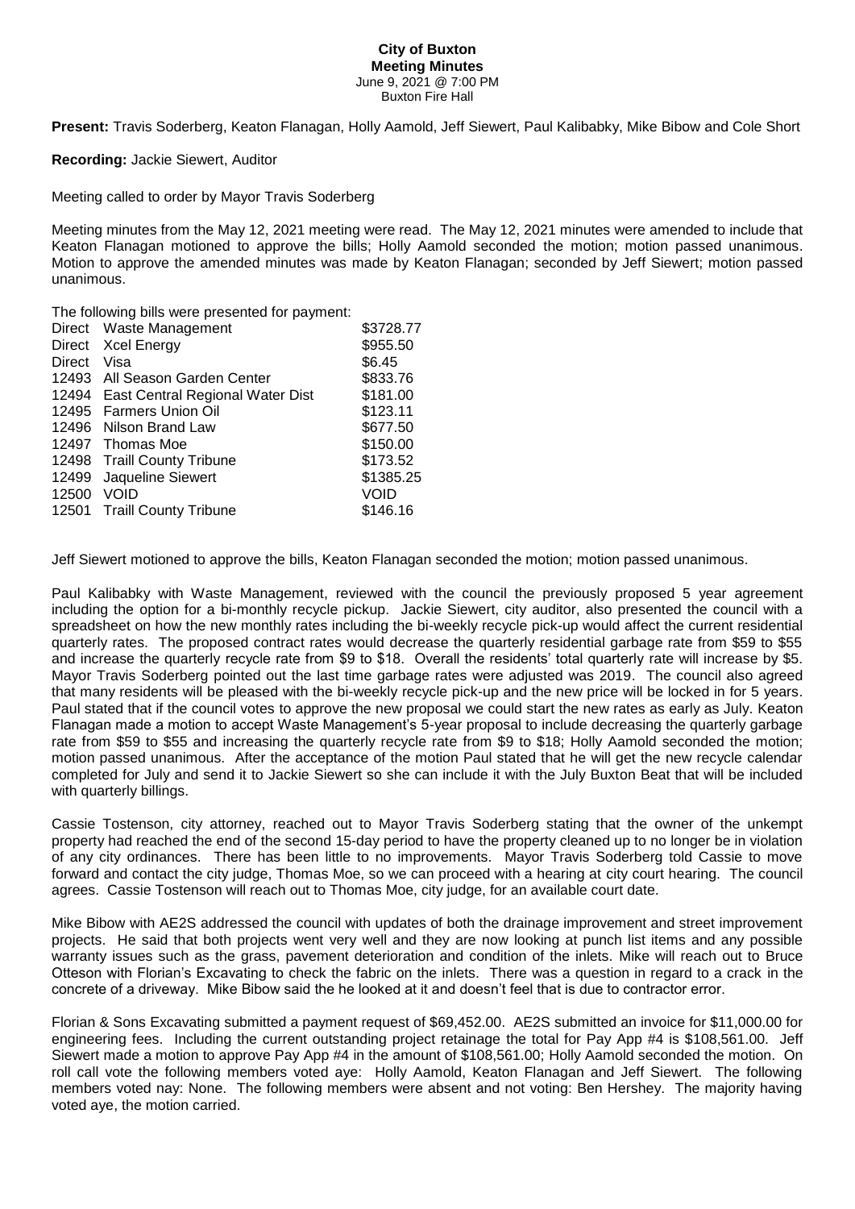# City of Buxton

## Meeting Minutes

June 9, 2021 @ 7:00 PM
Buxton Fire Hall

**Present:** Travis Soderberg, Keaton Flanagan, Holly Aamold, Jeff Siewert, Paul Kalibabky, Mike Bibow and Cole Short

**Recording:** Jackie Siewert, Auditor

Meeting called to order by Mayor Travis Soderberg

Meeting minutes from the May 12, 2021 meeting were read. The May 12, 2021 minutes were amended to include that Keaton Flanagan motioned to approve the bills; Holly Aamold seconded the motion; motion passed unanimous. Motion to approve the amended minutes was made by Keaton Flanagan; seconded by Jeff Siewert; motion passed unanimous.

The following bills were presented for payment:

| | | |
|---|---|---|
| Direct | Waste Management | $3728.77 |
| Direct | Xcel Energy | $955.50 |
| Direct | Visa | $6.45 |
| 12493 | All Season Garden Center | $833.76 |
| 12494 | East Central Regional Water Dist | $181.00 |
| 12495 | Farmers Union Oil | $123.11 |
| 12496 | Nilson Brand Law | $677.50 |
| 12497 | Thomas Moe | $150.00 |
| 12498 | Traill County Tribune | $173.52 |
| 12499 | Jaqueline Siewert | $1385.25 |
| 12500 | VOID | VOID |
| 12501 | Traill County Tribune | $146.16 |

Jeff Siewert motioned to approve the bills, Keaton Flanagan seconded the motion; motion passed unanimous.

Paul Kalibabky with Waste Management, reviewed with the council the previously proposed 5 year agreement including the option for a bi-monthly recycle pickup. Jackie Siewert, city auditor, also presented the council with a spreadsheet on how the new monthly rates including the bi-weekly recycle pick-up would affect the current residential quarterly rates. The proposed contract rates would decrease the quarterly residential garbage rate from $59 to $55 and increase the quarterly recycle rate from $9 to $18. Overall the residents' total quarterly rate will increase by $5. Mayor Travis Soderberg pointed out the last time garbage rates were adjusted was 2019. The council also agreed that many residents will be pleased with the bi-weekly recycle pick-up and the new price will be locked in for 5 years. Paul stated that if the council votes to approve the new proposal we could start the new rates as early as July. Keaton Flanagan made a motion to accept Waste Management's 5-year proposal to include decreasing the quarterly garbage rate from $59 to $55 and increasing the quarterly recycle rate from $9 to $18; Holly Aamold seconded the motion; motion passed unanimous. After the acceptance of the motion Paul stated that he will get the new recycle calendar completed for July and send it to Jackie Siewert so she can include it with the July Buxton Beat that will be included with quarterly billings.

Cassie Tostenson, city attorney, reached out to Mayor Travis Soderberg stating that the owner of the unkempt property had reached the end of the second 15-day period to have the property cleaned up to no longer be in violation of any city ordinances. There has been little to no improvements. Mayor Travis Soderberg told Cassie to move forward and contact the city judge, Thomas Moe, so we can proceed with a hearing at city court hearing. The council agrees. Cassie Tostenson will reach out to Thomas Moe, city judge, for an available court date.

Mike Bibow with AE2S addressed the council with updates of both the drainage improvement and street improvement projects. He said that both projects went very well and they are now looking at punch list items and any possible warranty issues such as the grass, pavement deterioration and condition of the inlets. Mike will reach out to Bruce Otteson with Florian's Excavating to check the fabric on the inlets. There was a question in regard to a crack in the concrete of a driveway. Mike Bibow said the he looked at it and doesn't feel that is due to contractor error.

Florian & Sons Excavating submitted a payment request of $69,452.00. AE2S submitted an invoice for $11,000.00 for engineering fees. Including the current outstanding project retainage the total for Pay App #4 is $108,561.00. Jeff Siewert made a motion to approve Pay App #4 in the amount of $108,561.00; Holly Aamold seconded the motion. On roll call vote the following members voted aye: Holly Aamold, Keaton Flanagan and Jeff Siewert. The following members voted nay: None. The following members were absent and not voting: Ben Hershey. The majority having voted aye, the motion carried.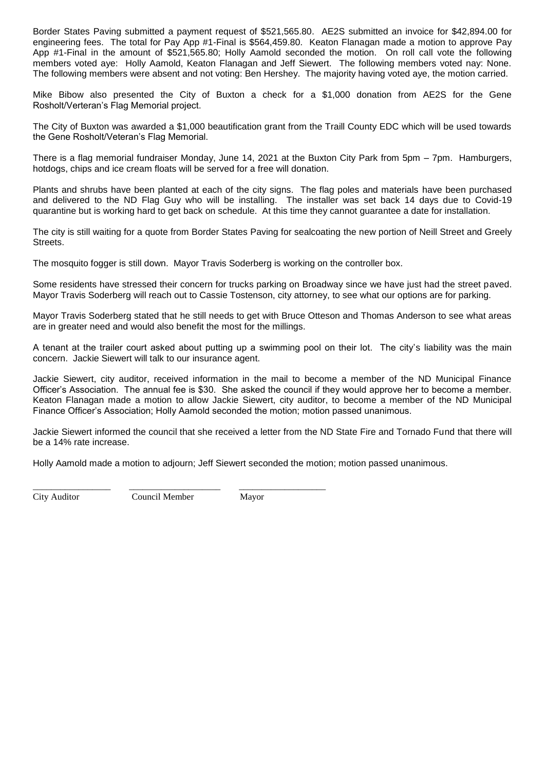Border States Paving submitted a payment request of $521,565.80. AE2S submitted an invoice for $42,894.00 for engineering fees. The total for Pay App #1-Final is $564,459.80. Keaton Flanagan made a motion to approve Pay App #1-Final in the amount of $521,565.80; Holly Aamold seconded the motion. On roll call vote the following members voted aye: Holly Aamold, Keaton Flanagan and Jeff Siewert. The following members voted nay: None. The following members were absent and not voting: Ben Hershey. The majority having voted aye, the motion carried.

Mike Bibow also presented the City of Buxton a check for a $1,000 donation from AE2S for the Gene Rosholt/Verteran's Flag Memorial project.

The City of Buxton was awarded a $1,000 beautification grant from the Traill County EDC which will be used towards the Gene Rosholt/Veteran's Flag Memorial.

There is a flag memorial fundraiser Monday, June 14, 2021 at the Buxton City Park from 5pm – 7pm. Hamburgers, hotdogs, chips and ice cream floats will be served for a free will donation.

Plants and shrubs have been planted at each of the city signs. The flag poles and materials have been purchased and delivered to the ND Flag Guy who will be installing. The installer was set back 14 days due to Covid-19 quarantine but is working hard to get back on schedule. At this time they cannot guarantee a date for installation.

The city is still waiting for a quote from Border States Paving for sealcoating the new portion of Neill Street and Greely Streets.

The mosquito fogger is still down. Mayor Travis Soderberg is working on the controller box.

Some residents have stressed their concern for trucks parking on Broadway since we have just had the street paved. Mayor Travis Soderberg will reach out to Cassie Tostenson, city attorney, to see what our options are for parking.

Mayor Travis Soderberg stated that he still needs to get with Bruce Otteson and Thomas Anderson to see what areas are in greater need and would also benefit the most for the millings.

A tenant at the trailer court asked about putting up a swimming pool on their lot. The city's liability was the main concern. Jackie Siewert will talk to our insurance agent.

Jackie Siewert, city auditor, received information in the mail to become a member of the ND Municipal Finance Officer's Association. The annual fee is $30. She asked the council if they would approve her to become a member. Keaton Flanagan made a motion to allow Jackie Siewert, city auditor, to become a member of the ND Municipal Finance Officer's Association; Holly Aamold seconded the motion; motion passed unanimous.

Jackie Siewert informed the council that she received a letter from the ND State Fire and Tornado Fund that there will be a 14% rate increase.

Holly Aamold made a motion to adjourn; Jeff Siewert seconded the motion; motion passed unanimous.

\_\_\_\_\_\_\_\_\_\_\_\_\_\_\_\_ \_\_\_\_\_\_\_\_\_\_\_\_\_\_\_\_\_\_\_ \_\_\_\_\_\_\_\_\_\_\_\_\_\_\_\_\_\_

City Auditor Council Member Mayor